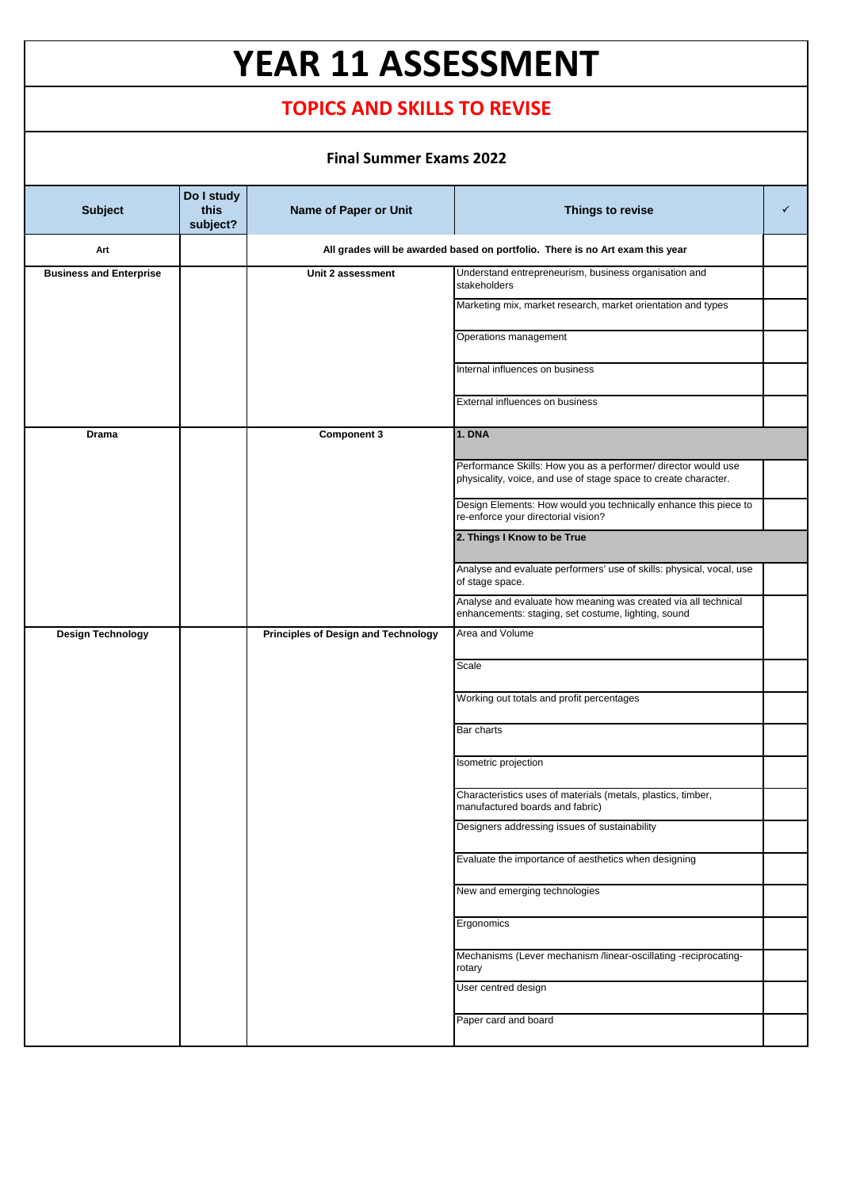# YEAR 11 ASSESSMENT

## TOPICS AND SKILLS TO REVISE

### Final Summer Exams 2022

| Subject | Do I study this subject? | Name of Paper or Unit | Things to revise | ✓ |
|---|---|---|---|---|
| Art | | All grades will be awarded based on portfolio. There is no Art exam this year | | |
| Business and Enterprise | | Unit 2 assessment | Understand entrepreneurism, business organisation and stakeholders | |
| | | | Marketing mix, market research, market orientation and types | |
| | | | Operations management | |
| | | | Internal influences on business | |
| | | | External influences on business | |
| Drama | | Component 3 | **1. DNA** | |
| | | | Performance Skills: How you as a performer/ director would use physicality, voice, and use of stage space to create character. | |
| | | | Design Elements: How would you technically enhance this piece to re-enforce your directorial vision? | |
| | | | **2. Things I Know to be True** | |
| | | | Analyse and evaluate performers' use of skills: physical, vocal, use of stage space. | |
| | | | Analyse and evaluate how meaning was created via all technical enhancements: staging, set costume, lighting, sound | |
| Design Technology | | Principles of Design and Technology | Area and Volume | |
| | | | Scale | |
| | | | Working out totals and profit percentages | |
| | | | Bar charts | |
| | | | Isometric projection | |
| | | | Characteristics uses of materials (metals, plastics, timber, manufactured boards and fabric) | |
| | | | Designers addressing issues of sustainability | |
| | | | Evaluate the importance of aesthetics when designing | |
| | | | New and emerging technologies | |
| | | | Ergonomics | |
| | | | Mechanisms (Lever mechanism /linear-oscillating -reciprocating-rotary | |
| | | | User centred design | |
| | | | Paper card and board | |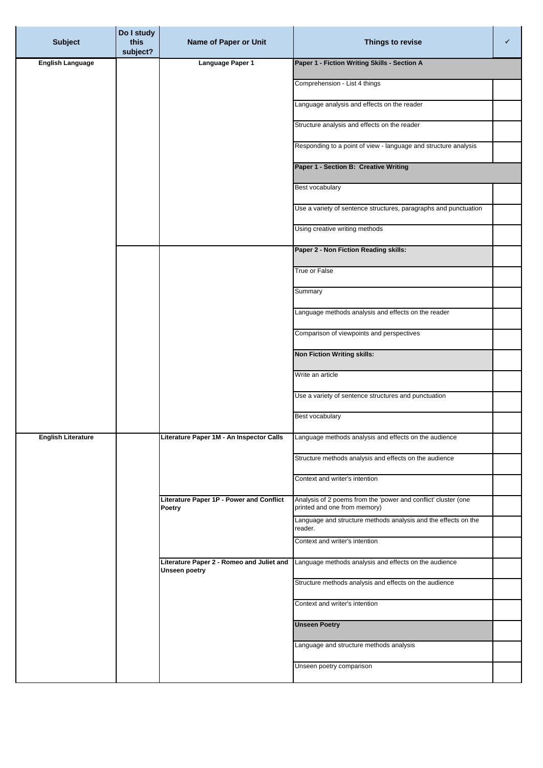| Subject | Do I study this subject? | Name of Paper or Unit | Things to revise | ✓ |
|---|---|---|---|---|
| **English Language** | | **Language Paper 1** | **Paper 1 - Fiction Writing Skills - Section A** | |
| | | | Comprehension - List 4 things | |
| | | | Language analysis and effects on the reader | |
| | | | Structure analysis and effects on the reader | |
| | | | Responding to a point of view - language and structure analysis | |
| | | | **Paper 1 - Section B: Creative Writing** | |
| | | | Best vocabulary | |
| | | | Use a variety of sentence structures, paragraphs and punctuation | |
| | | | Using creative writing methods | |
| | | | **Paper 2 - Non Fiction Reading skills:** | |
| | | | True or False | |
| | | | Summary | |
| | | | Language methods analysis and effects on the reader | |
| | | | Comparison of viewpoints and perspectives | |
| | | | **Non Fiction Writing skills:** | |
| | | | Write an article | |
| | | | Use a variety of sentence structures and punctuation | |
| | | | Best vocabulary | |
| **English Literature** | | **Literature Paper 1M - An Inspector Calls** | Language methods analysis and effects on the audience | |
| | | | Structure methods analysis and effects on the audience | |
| | | | Context and writer's intention | |
| | | **Literature Paper 1P - Power and Conflict Poetry** | Analysis of 2 poems from the 'power and conflict' cluster (one printed and one from memory) | |
| | | | Language and structure methods analysis and the effects on the reader. | |
| | | | Context and writer's intention | |
| | | **Literature Paper 2 - Romeo and Juliet and Unseen poetry** | Language methods analysis and effects on the audience | |
| | | | Structure methods analysis and effects on the audience | |
| | | | Context and writer's intention | |
| | | | **Unseen Poetry** | |
| | | | Language and structure methods analysis | |
| | | | Unseen poetry comparison | |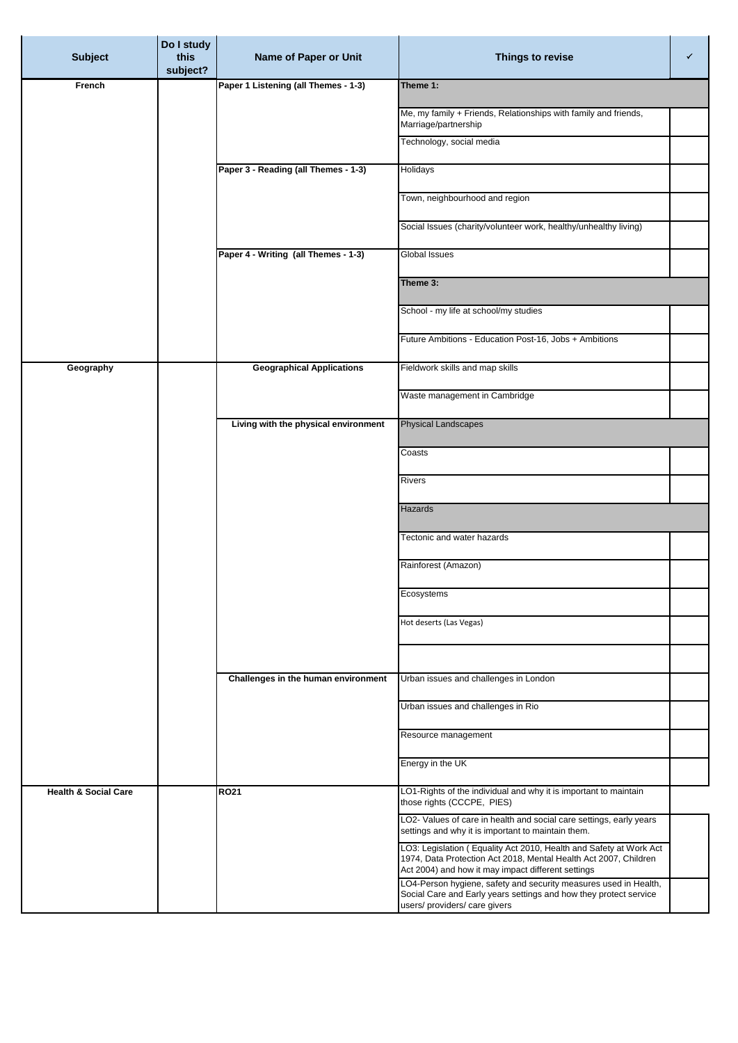| Subject | Do I study this subject? | Name of Paper or Unit | Things to revise | ✓ |
|---|---|---|---|---|
| **French** | | **Paper 1 Listening (all Themes - 1-3)** | **Theme 1:** | |
| | | | Me, my family + Friends, Relationships with family and friends, Marriage/partnership | |
| | | | Technology, social media | |
| | | **Paper 3 - Reading (all Themes - 1-3)** | Holidays | |
| | | | Town, neighbourhood and region | |
| | | | Social Issues (charity/volunteer work, healthy/unhealthy living) | |
| | | **Paper 4 - Writing (all Themes - 1-3)** | Global Issues | |
| | | | **Theme 3:** | |
| | | | School - my life at school/my studies | |
| | | | Future Ambitions - Education Post-16, Jobs + Ambitions | |
| **Geography** | | **Geographical Applications** | Fieldwork skills and map skills | |
| | | | Waste management in Cambridge | |
| | | **Living with the physical environment** | Physical Landscapes | |
| | | | Coasts | |
| | | | Rivers | |
| | | | Hazards | |
| | | | Tectonic and water hazards | |
| | | | Rainforest (Amazon) | |
| | | | Ecosystems | |
| | | | Hot deserts (Las Vegas) | |
| | | | | |
| | | **Challenges in the human environment** | Urban issues and challenges in London | |
| | | | Urban issues and challenges in Rio | |
| | | | Resource management | |
| | | | Energy in the UK | |
| **Health & Social Care** | | **RO21** | LO1-Rights of the individual and why it is important to maintain those rights (CCCPE, PIES) | |
| | | | LO2- Values of care in health and social care settings, early years settings and why it is important to maintain them. | |
| | | | LO3: Legislation ( Equality Act 2010, Health and Safety at Work Act 1974, Data Protection Act 2018, Mental Health Act 2007, Children Act 2004) and how it may impact different settings | |
| | | | LO4-Person hygiene, safety and security measures used in Health, Social Care and Early years settings and how they protect service users/ providers/ care givers | |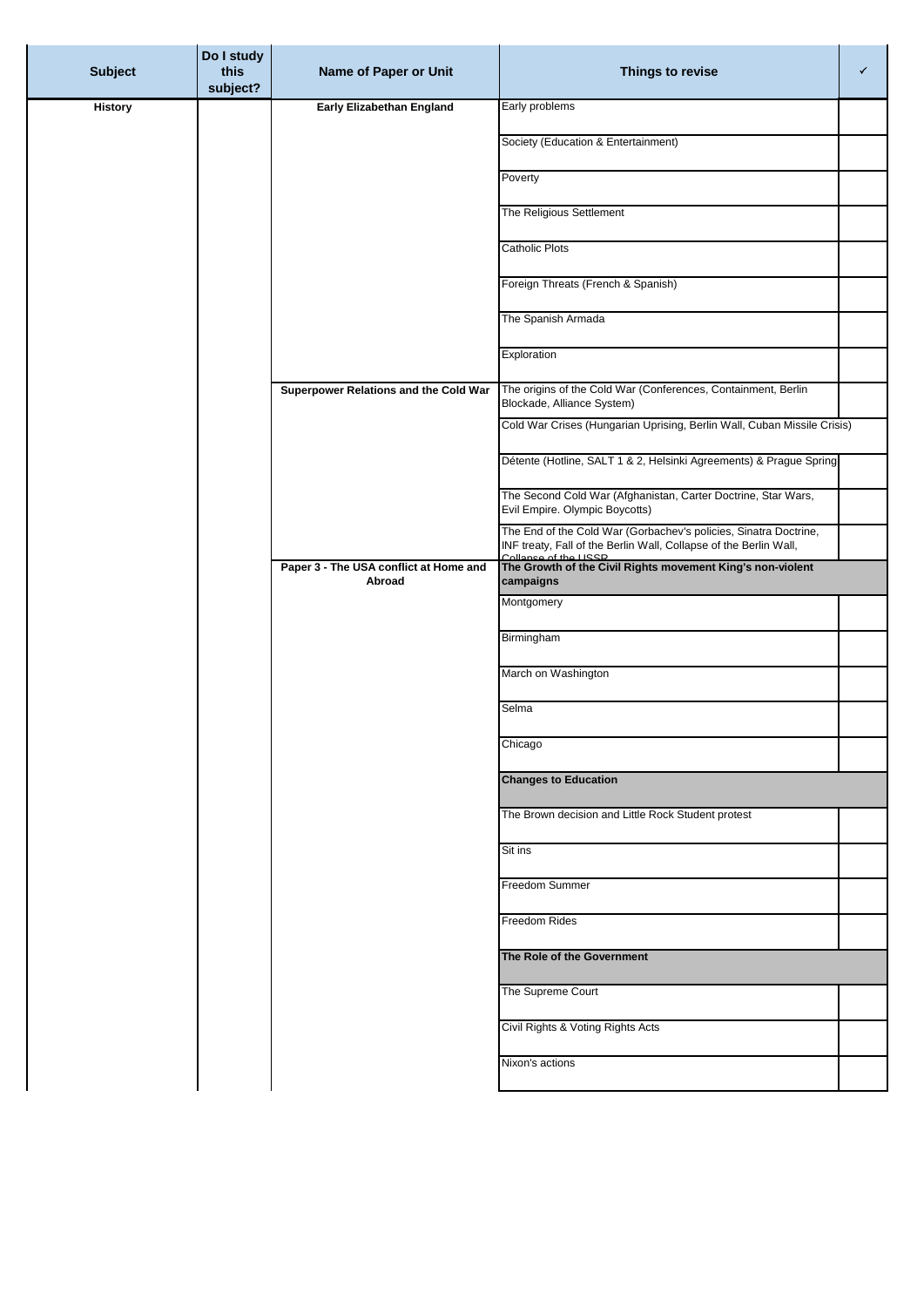| Subject | Do I study this subject? | Name of Paper or Unit | Things to revise | ✓ |
|---|---|---|---|---|
| **History** | | **Early Elizabethan England** | Early problems | |
| | | | Society (Education & Entertainment) | |
| | | | Poverty | |
| | | | The Religious Settlement | |
| | | | Catholic Plots | |
| | | | Foreign Threats (French & Spanish) | |
| | | | The Spanish Armada | |
| | | | Exploration | |
| | | **Superpower Relations and the Cold War** | The origins of the Cold War (Conferences, Containment, Berlin Blockade, Alliance System) | |
| | | | Cold War Crises (Hungarian Uprising, Berlin Wall, Cuban Missile Crisis) | |
| | | | Détente (Hotline, SALT 1 & 2, Helsinki Agreements) & Prague Spring | |
| | | | The Second Cold War (Afghanistan, Carter Doctrine, Star Wars, Evil Empire. Olympic Boycotts) | |
| | | | The End of the Cold War (Gorbachev's policies, Sinatra Doctrine, INF treaty, Fall of the Berlin Wall, Collapse of the Berlin Wall, Collapse of the USSR | |
| | | **Paper 3 - The USA conflict at Home and Abroad** | **The Growth of the Civil Rights movement King's non-violent campaigns** | |
| | | | Montgomery | |
| | | | Birmingham | |
| | | | March on Washington | |
| | | | Selma | |
| | | | Chicago | |
| | | | **Changes to Education** | |
| | | | The Brown decision and Little Rock Student protest | |
| | | | Sit ins | |
| | | | Freedom Summer | |
| | | | Freedom Rides | |
| | | | **The Role of the Government** | |
| | | | The Supreme Court | |
| | | | Civil Rights & Voting Rights Acts | |
| | | | Nixon's actions | |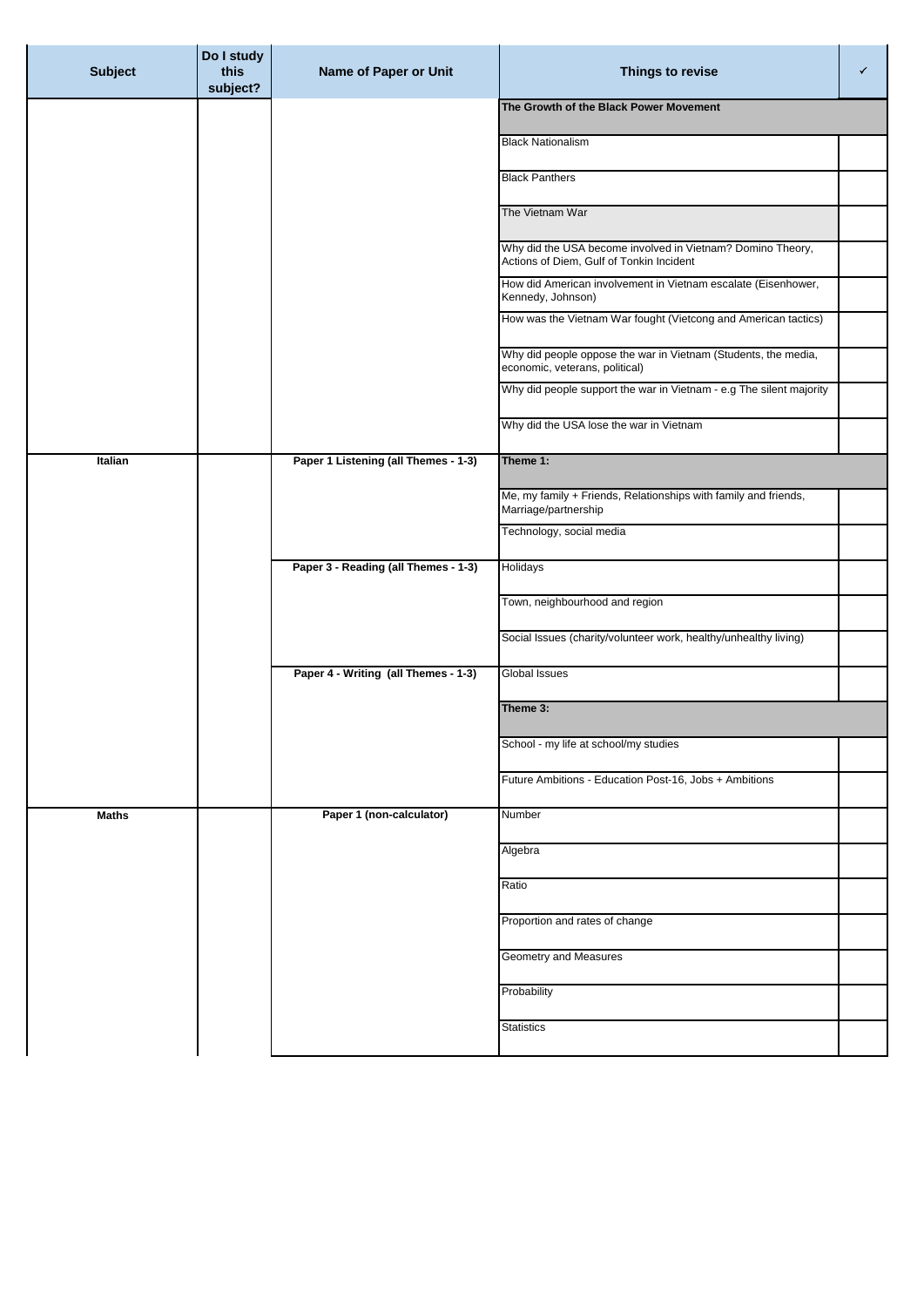| Subject | Do I study this subject? | Name of Paper or Unit | Things to revise | ✓ |
|---|---|---|---|---|
| | | | **The Growth of the Black Power Movement** | |
| | | | Black Nationalism | |
| | | | Black Panthers | |
| | | | The Vietnam War | |
| | | | Why did the USA become involved in Vietnam? Domino Theory, Actions of Diem, Gulf of Tonkin Incident | |
| | | | How did American involvement in Vietnam escalate (Eisenhower, Kennedy, Johnson) | |
| | | | How was the Vietnam War fought (Vietcong and American tactics) | |
| | | | Why did people oppose the war in Vietnam (Students, the media, economic, veterans, political) | |
| | | | Why did people support the war in Vietnam - e.g The silent majority | |
| | | | Why did the USA lose the war in Vietnam | |
| **Italian** | | **Paper 1 Listening (all Themes - 1-3)** | **Theme 1:** | |
| | | | Me, my family + Friends, Relationships with family and friends, Marriage/partnership | |
| | | | Technology, social media | |
| | | **Paper 3 - Reading (all Themes - 1-3)** | Holidays | |
| | | | Town, neighbourhood and region | |
| | | | Social Issues (charity/volunteer work, healthy/unhealthy living) | |
| | | **Paper 4 - Writing (all Themes - 1-3)** | Global Issues | |
| | | | **Theme 3:** | |
| | | | School - my life at school/my studies | |
| | | | Future Ambitions - Education Post-16, Jobs + Ambitions | |
| **Maths** | | **Paper 1 (non-calculator)** | Number | |
| | | | Algebra | |
| | | | Ratio | |
| | | | Proportion and rates of change | |
| | | | Geometry and Measures | |
| | | | Probability | |
| | | | Statistics | |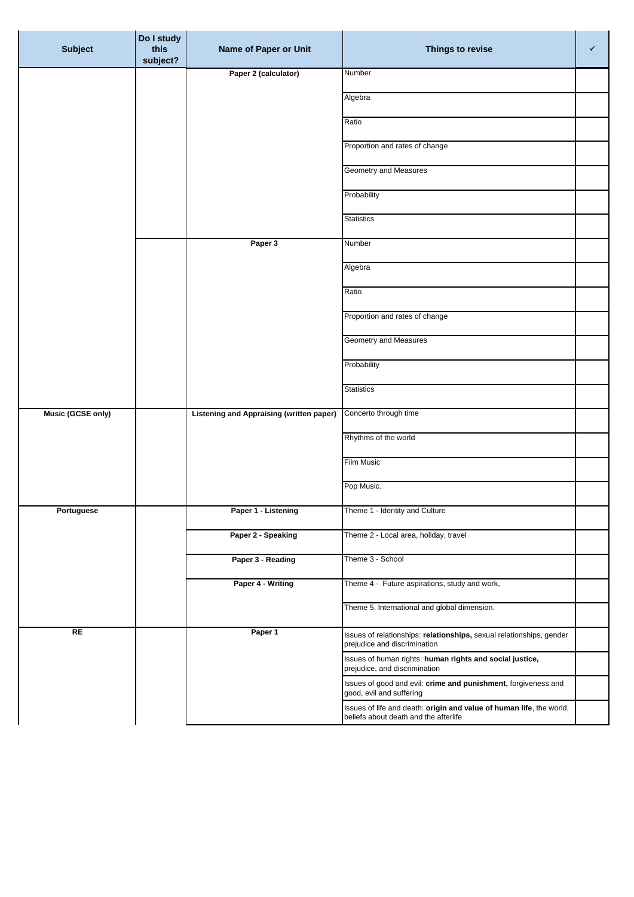| Subject | Do I study this subject? | Name of Paper or Unit | Things to revise | ✓ |
| --- | --- | --- | --- | --- |
| | | **Paper 2 (calculator)** | Number | |
| | | | Algebra | |
| | | | Ratio | |
| | | | Proportion and rates of change | |
| | | | Geometry and Measures | |
| | | | Probability | |
| | | | Statistics | |
| | | **Paper 3** | Number | |
| | | | Algebra | |
| | | | Ratio | |
| | | | Proportion and rates of change | |
| | | | Geometry and Measures | |
| | | | Probability | |
| | | | Statistics | |
| **Music (GCSE only)** | | **Listening and Appraising (written paper)** | Concerto through time | |
| | | | Rhythms of the world | |
| | | | Film Music | |
| | | | Pop Music. | |
| **Portuguese** | | **Paper 1 - Listening** | Theme 1 - Identity and Culture | |
| | | **Paper 2 - Speaking** | Theme 2 - Local area, holiday, travel | |
| | | **Paper 3 - Reading** | Theme 3 - School | |
| | | **Paper 4 - Writing** | Theme 4 - Future aspirations, study and work, | |
| | | | Theme 5. International and global dimension. | |
| **RE** | | **Paper 1** | Issues of relationships: **relationships,** sexual relationships, gender prejudice and discrimination | |
| | | | Issues of human rights: **human rights and social justice,** prejudice, and discrimination | |
| | | | Issues of good and evil: **crime and punishment,** forgiveness and good, evil and suffering | |
| | | | Issues of life and death: **origin and value of human life**, the world, beliefs about death and the afterlife | |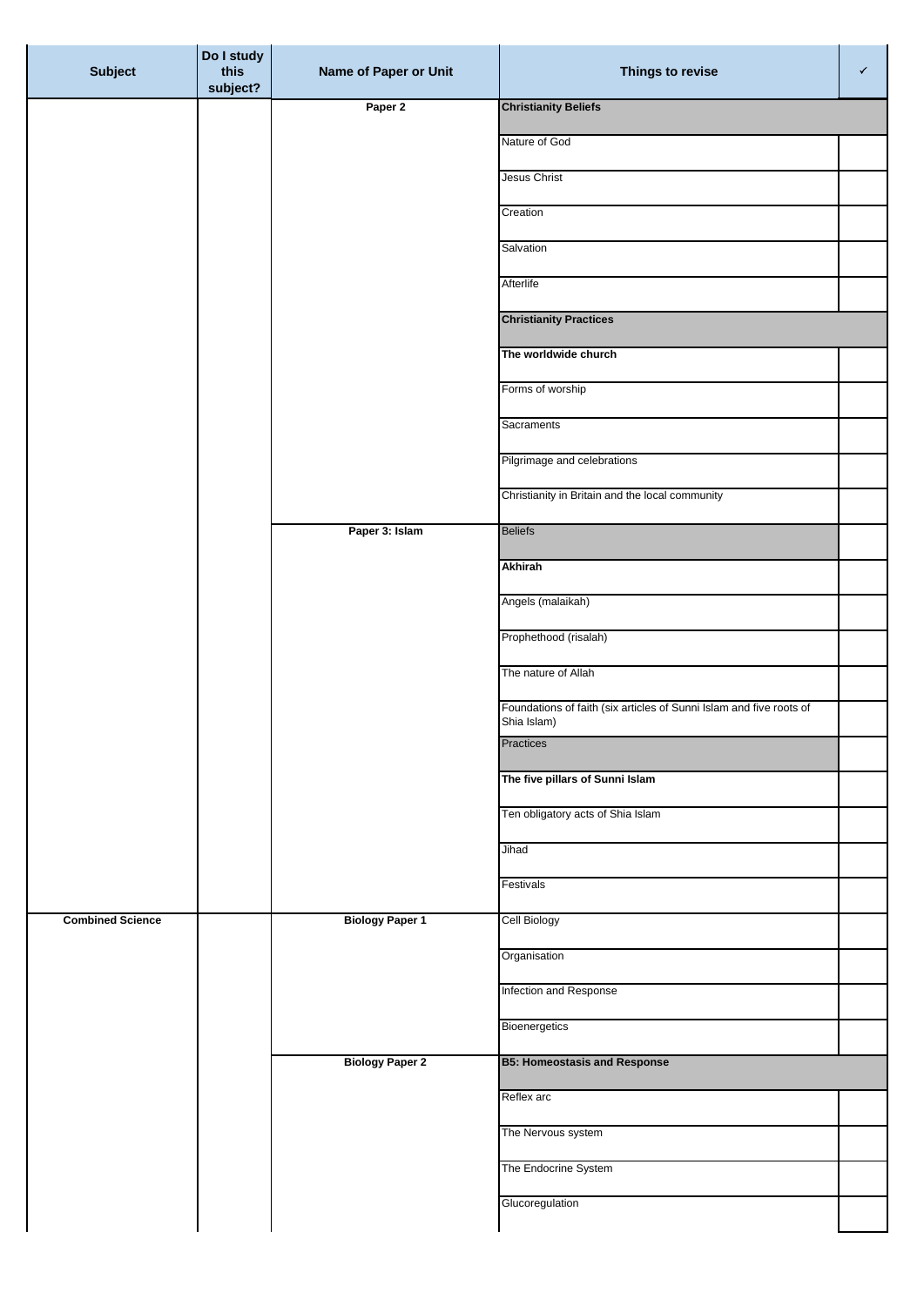| Subject | Do I study this subject? | Name of Paper or Unit | Things to revise | ✓ |
|---|---|---|---|---|
| | | Paper 2 | **Christianity Beliefs** | |
| | | | Nature of God | |
| | | | Jesus Christ | |
| | | | Creation | |
| | | | Salvation | |
| | | | Afterlife | |
| | | | **Christianity Practices** | |
| | | | **The worldwide church** | |
| | | | Forms of worship | |
| | | | Sacraments | |
| | | | Pilgrimage and celebrations | |
| | | | Christianity in Britain and the local community | |
| | | Paper 3: Islam | Beliefs | |
| | | | **Akhirah** | |
| | | | Angels (malaikah) | |
| | | | Prophethood (risalah) | |
| | | | The nature of Allah | |
| | | | Foundations of faith (six articles of Sunni Islam and five roots of Shia Islam) | |
| | | | Practices | |
| | | | **The five pillars of Sunni Islam** | |
| | | | Ten obligatory acts of Shia Islam | |
| | | | Jihad | |
| | | | Festivals | |
| **Combined Science** | | **Biology Paper 1** | Cell Biology | |
| | | | Organisation | |
| | | | Infection and Response | |
| | | | Bioenergetics | |
| | | **Biology Paper 2** | **B5: Homeostasis and Response** | |
| | | | Reflex arc | |
| | | | The Nervous system | |
| | | | The Endocrine System | |
| | | | Glucoregulation | |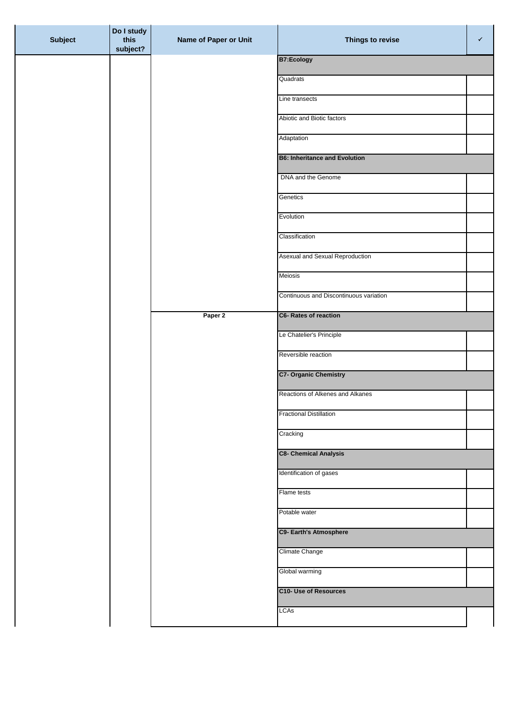| Subject | Do I study this subject? | Name of Paper or Unit | Things to revise | ✓ |
|---|---|---|---|---|
| | | | **B7:Ecology** | |
| | | | Quadrats | |
| | | | Line transects | |
| | | | Abiotic and Biotic factors | |
| | | | Adaptation | |
| | | | **B6: Inheritance and Evolution** | |
| | | | DNA and the Genome | |
| | | | Genetics | |
| | | | Evolution | |
| | | | Classification | |
| | | | Asexual and Sexual Reproduction | |
| | | | Meiosis | |
| | | | Continuous and Discontinuous variation | |
| | | **Paper 2** | **C6- Rates of reaction** | |
| | | | Le Chatelier's Principle | |
| | | | Reversible reaction | |
| | | | **C7- Organic Chemistry** | |
| | | | Reactions of Alkenes and Alkanes | |
| | | | Fractional Distillation | |
| | | | Cracking | |
| | | | **C8- Chemical Analysis** | |
| | | | Identification of gases | |
| | | | Flame tests | |
| | | | Potable water | |
| | | | **C9- Earth's Atmosphere** | |
| | | | Climate Change | |
| | | | Global warming | |
| | | | **C10- Use of Resources** | |
| | | | LCAs | |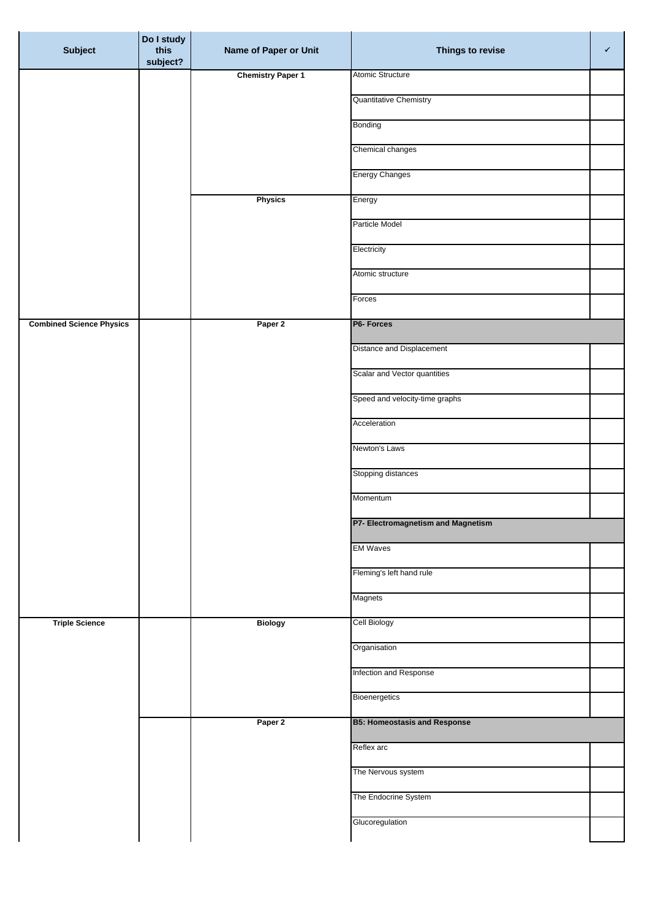| Subject | Do I study this subject? | Name of Paper or Unit | Things to revise | ✓ |
|---|---|---|---|---|
| | | Chemistry Paper 1 | Atomic Structure | |
| | | | Quantitative Chemistry | |
| | | | Bonding | |
| | | | Chemical changes | |
| | | | Energy Changes | |
| | | Physics | Energy | |
| | | | Particle Model | |
| | | | Electricity | |
| | | | Atomic structure | |
| | | | Forces | |
| Combined Science Physics | | Paper 2 | **P6- Forces** | |
| | | | Distance and Displacement | |
| | | | Scalar and Vector quantities | |
| | | | Speed and velocity-time graphs | |
| | | | Acceleration | |
| | | | Newton's Laws | |
| | | | Stopping distances | |
| | | | Momentum | |
| | | | **P7- Electromagnetism and Magnetism** | |
| | | | EM Waves | |
| | | | Fleming's left hand rule | |
| | | | Magnets | |
| Triple Science | | Biology | Cell Biology | |
| | | | Organisation | |
| | | | Infection and Response | |
| | | | Bioenergetics | |
| | | Paper 2 | **B5: Homeostasis and Response** | |
| | | | Reflex arc | |
| | | | The Nervous system | |
| | | | The Endocrine System | |
| | | | Glucoregulation | |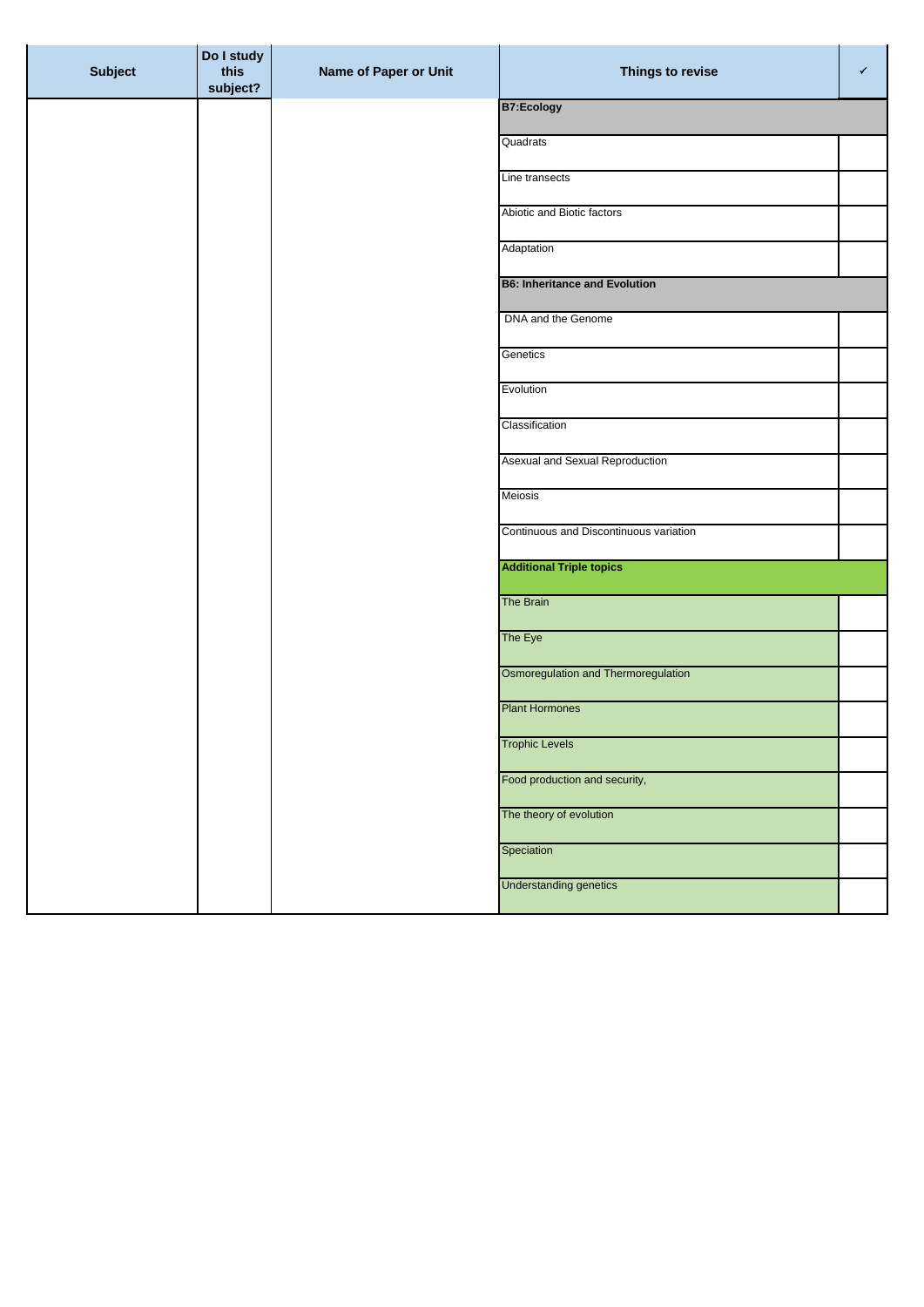| Subject | Do I study this subject? | Name of Paper or Unit | Things to revise | ✓ |
|---|---|---|---|---|
| | | | **B7:Ecology** | |
| | | | Quadrats | |
| | | | Line transects | |
| | | | Abiotic and Biotic factors | |
| | | | Adaptation | |
| | | | **B6: Inheritance and Evolution** | |
| | | | DNA and the Genome | |
| | | | Genetics | |
| | | | Evolution | |
| | | | Classification | |
| | | | Asexual and Sexual Reproduction | |
| | | | Meiosis | |
| | | | Continuous and Discontinuous variation | |
| | | | **Additional Triple topics** | |
| | | | The Brain | |
| | | | The Eye | |
| | | | Osmoregulation and Thermoregulation | |
| | | | Plant Hormones | |
| | | | Trophic Levels | |
| | | | Food production and security, | |
| | | | The theory of evolution | |
| | | | Speciation | |
| | | | Understanding genetics | |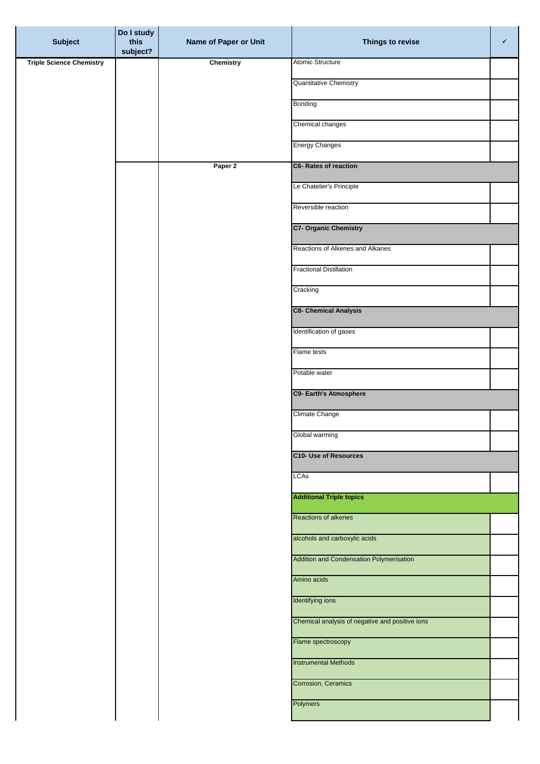| Subject | Do I study this subject? | Name of Paper or Unit | Things to revise | ✓ |
| --- | --- | --- | --- | --- |
| **Triple Science Chemistry** | | **Chemistry** | Atomic Structure | |
| | | | Quantitative Chemistry | |
| | | | Bonding | |
| | | | Chemical changes | |
| | | | Energy Changes | |
| | | **Paper 2** | **C6- Rates of reaction** | |
| | | | Le Chatelier's Principle | |
| | | | Reversible reaction | |
| | | | **C7- Organic Chemistry** | |
| | | | Reactions of Alkenes and Alkanes | |
| | | | Fractional Distillation | |
| | | | Cracking | |
| | | | **C8- Chemical Analysis** | |
| | | | Identification of gases | |
| | | | Flame tests | |
| | | | Potable water | |
| | | | **C9- Earth's Atmosphere** | |
| | | | Climate Change | |
| | | | Global warming | |
| | | | **C10- Use of Resources** | |
| | | | LCAs | |
| | | | **Additional Triple topics** | |
| | | | Reactions of alkenes | |
| | | | alcohols and carboxylic acids | |
| | | | Addition and Condensation Polymerisation | |
| | | | Amino acids | |
| | | | Identifying ions | |
| | | | Chemical analysis of negative and positive ions | |
| | | | Flame spectroscopy | |
| | | | Instrumental Methods | |
| | | | Corrosion, Ceramics | |
| | | | Polymers | |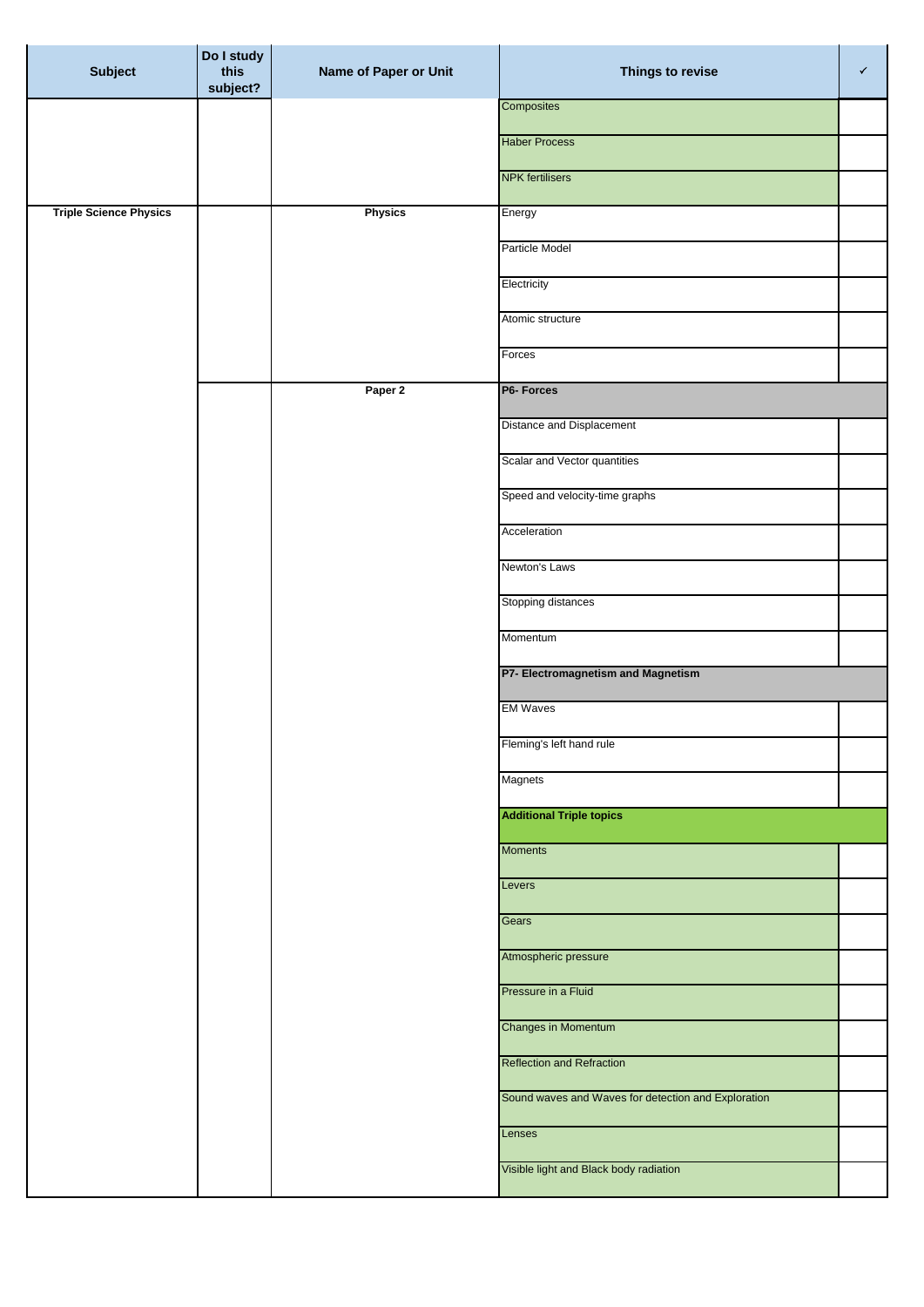| Subject | Do I study this subject? | Name of Paper or Unit | Things to revise | ✓ |
|---|---|---|---|---|
| | | | Composites | |
| | | | Haber Process | |
| | | | NPK fertilisers | |
| **Triple Science Physics** | | **Physics** | Energy | |
| | | | Particle Model | |
| | | | Electricity | |
| | | | Atomic structure | |
| | | | Forces | |
| | | **Paper 2** | **P6- Forces** | |
| | | | Distance and Displacement | |
| | | | Scalar and Vector quantities | |
| | | | Speed and velocity-time graphs | |
| | | | Acceleration | |
| | | | Newton's Laws | |
| | | | Stopping distances | |
| | | | Momentum | |
| | | | **P7- Electromagnetism and Magnetism** | |
| | | | EM Waves | |
| | | | Fleming's left hand rule | |
| | | | Magnets | |
| | | | **Additional Triple topics** | |
| | | | Moments | |
| | | | Levers | |
| | | | Gears | |
| | | | Atmospheric pressure | |
| | | | Pressure in a Fluid | |
| | | | Changes in Momentum | |
| | | | Reflection and Refraction | |
| | | | Sound waves and Waves for detection and Exploration | |
| | | | Lenses | |
| | | | Visible light and Black body radiation | |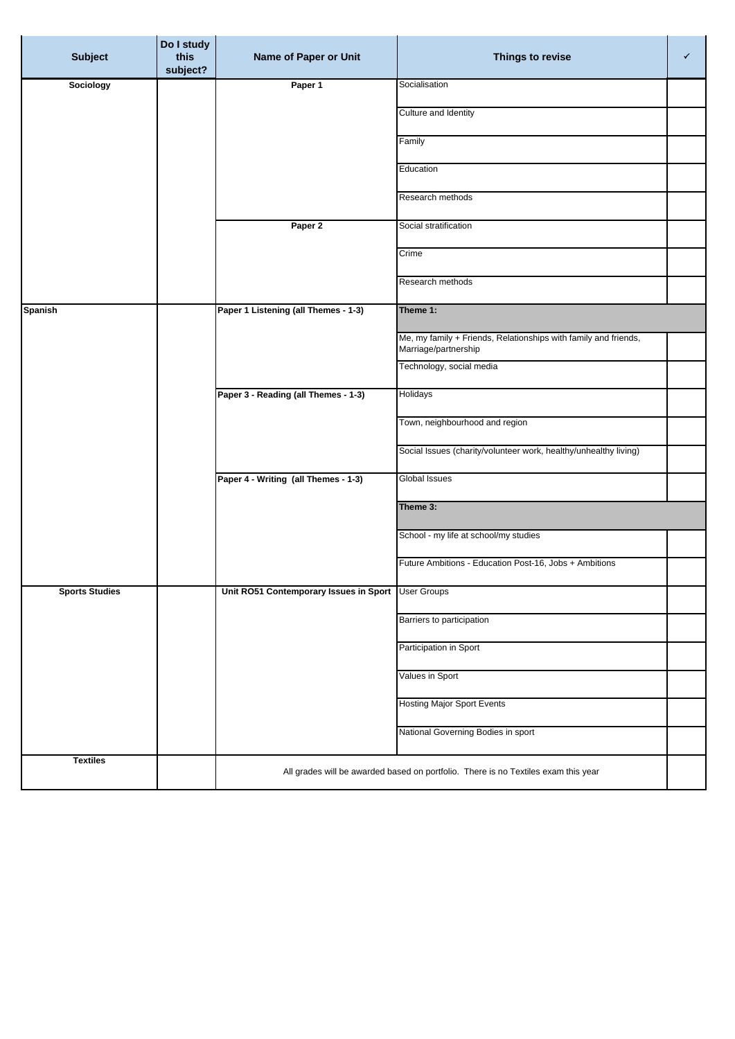| Subject | Do I study this subject? | Name of Paper or Unit | Things to revise | ✓ |
|---|---|---|---|---|
| **Sociology** | | **Paper 1** | Socialisation | |
| | | | Culture and Identity | |
| | | | Family | |
| | | | Education | |
| | | | Research methods | |
| | | **Paper 2** | Social stratification | |
| | | | Crime | |
| | | | Research methods | |
| **Spanish** | | **Paper 1 Listening (all Themes - 1-3)** | **Theme 1:** | |
| | | | Me, my family + Friends, Relationships with family and friends, Marriage/partnership | |
| | | | Technology, social media | |
| | | **Paper 3 - Reading (all Themes - 1-3)** | Holidays | |
| | | | Town, neighbourhood and region | |
| | | | Social Issues (charity/volunteer work, healthy/unhealthy living) | |
| | | **Paper 4 - Writing (all Themes - 1-3)** | Global Issues | |
| | | | **Theme 3:** | |
| | | | School - my life at school/my studies | |
| | | | Future Ambitions - Education Post-16, Jobs + Ambitions | |
| **Sports Studies** | | **Unit RO51 Contemporary Issues in Sport** | User Groups | |
| | | | Barriers to participation | |
| | | | Participation in Sport | |
| | | | Values in Sport | |
| | | | Hosting Major Sport Events | |
| | | | National Governing Bodies in sport | |
| **Textiles** | | All grades will be awarded based on portfolio. There is no Textiles exam this year | | |